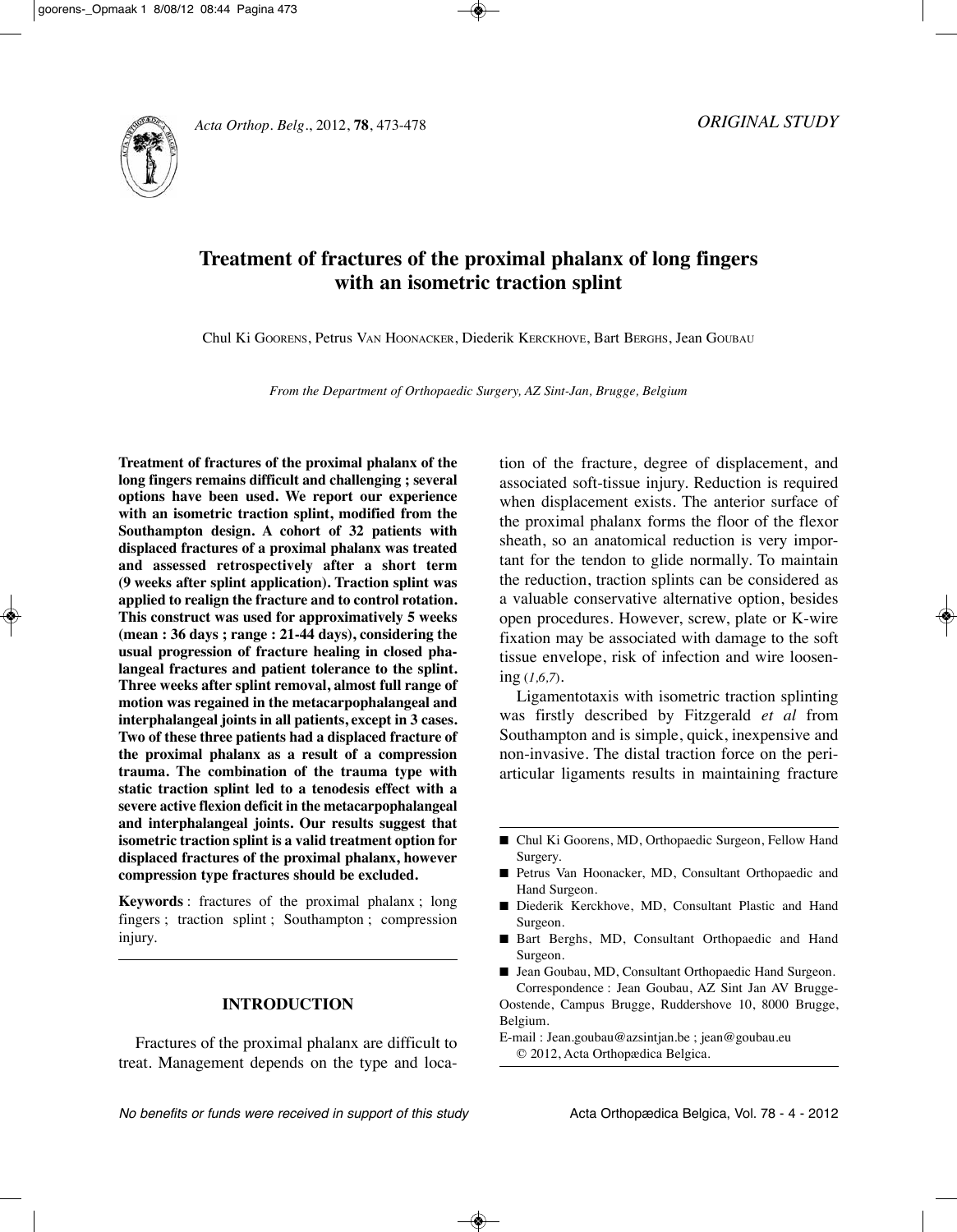ORIGINAL STUDY

# Treatment of fractures of the proximal phalanx of long fingers with an isometric traction splint

Chul Ki Goorens, Petrus Van Hoonacker, Diederik Kerckhove, Bart Berghs, Jean Goubau

*From the Department of Orthopaedic Surgery, AZ Sint-Jan, Brugge, Belgium*

**Treatment of fractures of the proximal phalanx of the long fingers remains difficult and challenging ; several options have been used. We report our experience with an isometric traction splint, modified from the Southampton design. A cohort of 32 patients with displaced fractures of a proximal phalanx was treated and assessed retrospectively after a short term (9 weeks after splint application). Traction splint was applied to realign the fracture and to control rotation. This construct was used for approximatively 5 weeks (mean : 36 days ; range : 21-44 days), considering the usual progression of fracture healing in closed phalangeal fractures and patient tolerance to the splint. Three weeks after splint removal, almost full range of motion was regained in the metacarpophalangeal and interphalangeal joints in all patients, except in 3 cases. Two of these three patients had a displaced fracture of the proximal phalanx as a result of a compression trauma. The combination of the trauma type with static traction splint led to a tenodesis effect with a severe active flexion deficit in the metacarpophalangeal and interphalangeal joints. Our results suggest that isometric traction splint is a valid treatment option for displaced fractures of the proximal phalanx, however compression type fractures should be excluded.**

**Keywords** : fractures of the proximal phalanx ; long fingers ; traction splint ; Southampton ; compression injury.

## INTRODUCTION

Fractures of the proximal phalanx are difficult to treat. Management depends on the type and location of the fracture, degree of displacement, and associated soft-tissue injury. Reduction is required when displacement exists. The anterior surface of the proximal phalanx forms the floor of the flexor sheath, so an anatomical reduction is very important for the tendon to glide normally. To maintain the reduction, traction splints can be considered as a valuable conservative alternative option, besides open procedures. However, screw, plate or K-wire fixation may be associated with damage to the soft tissue envelope, risk of infection and wire loosening (*1,6,7*).

Ligamentotaxis with isometric traction splinting was firstly described by Fitzgerald *et al* from Southampton and is simple, quick, inexpensive and non-invasive. The distal traction force on the periarticular ligaments results in maintaining fracture

- Chul Ki Goorens, MD, Orthopaedic Surgeon, Fellow Hand Surgery.
- Petrus Van Hoonacker, MD, Consultant Orthopaedic and Hand Surgeon.
- Diederik Kerckhove, MD, Consultant Plastic and Hand Surgeon.
- Bart Berghs, MD, Consultant Orthopaedic and Hand Surgeon.
- Jean Goubau, MD, Consultant Orthopaedic Hand Surgeon.

Correspondence : Jean Goubau, AZ Sint Jan AV Brugge-Oostende, Campus Brugge, Ruddershove 10, 8000 Brugge, Belgium.

E-mail : Jean.goubau@azsintjan.be ; jean@goubau.eu

© 2012, Acta Orthopædica Belgica.

*No benefits or funds were received in support of this study*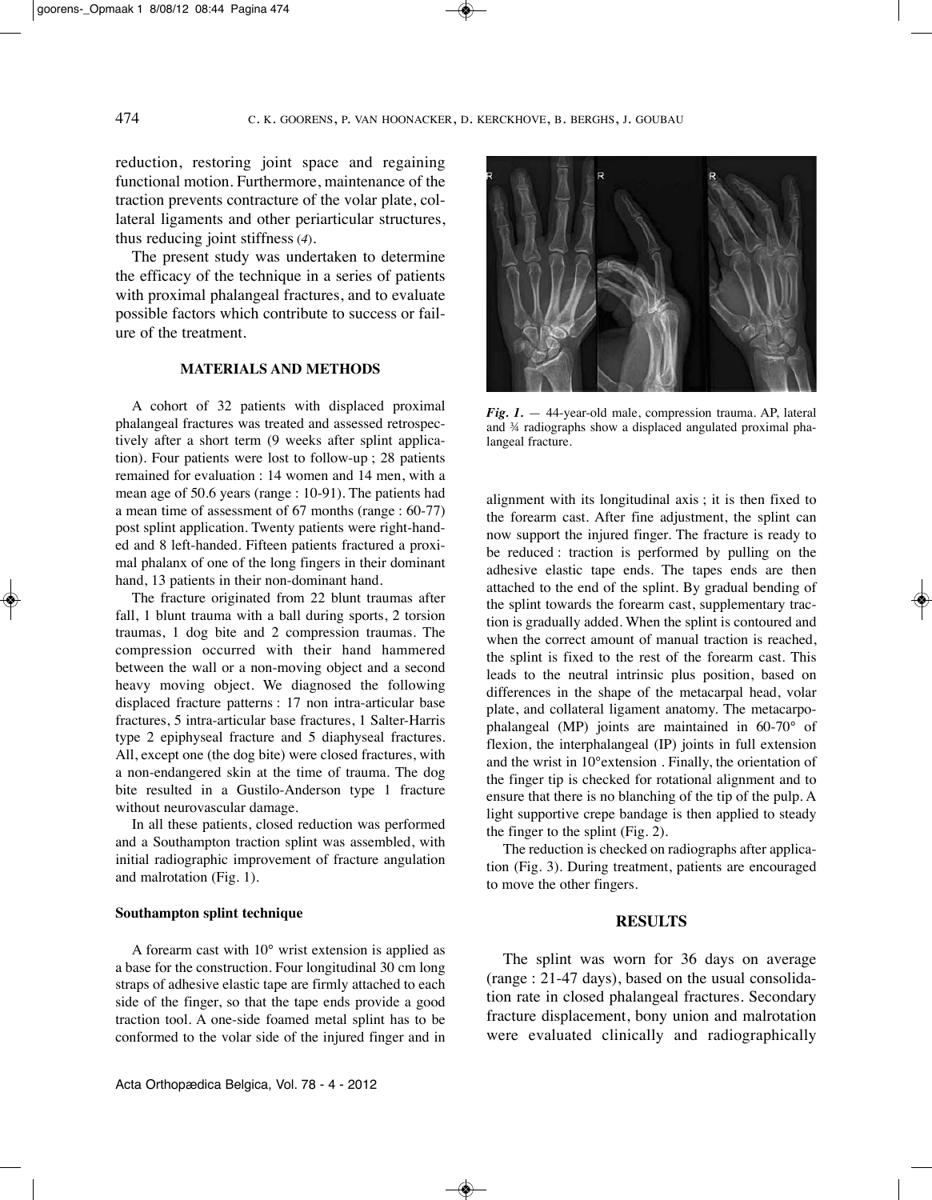reduction, restoring joint space and regaining functional motion. Furthermore, maintenance of the traction prevents contracture of the volar plate, collateral ligaments and other periarticular structures, thus reducing joint stiffness (*4*).

The present study was undertaken to determine the efficacy of the technique in a series of patients with proximal phalangeal fractures, and to evaluate possible factors which contribute to success or failure of the treatment.

## MATERIALS AND METHODS

A cohort of 32 patients with displaced proximal phalangeal fractures was treated and assessed retrospectively after a short term (9 weeks after splint application). Four patients were lost to follow-up ; 28 patients remained for evaluation : 14 women and 14 men, with a mean age of 50.6 years (range : 10-91). The patients had a mean time of assessment of 67 months (range : 60-77) post splint application. Twenty patients were right-handed and 8 left-handed. Fifteen patients fractured a proximal phalanx of one of the long fingers in their dominant hand, 13 patients in their non-dominant hand.

The fracture originated from 22 blunt traumas after fall, 1 blunt trauma with a ball during sports, 2 torsion traumas, 1 dog bite and 2 compression traumas. The compression occurred with their hand hammered between the wall or a non-moving object and a second heavy moving object. We diagnosed the following displaced fracture patterns : 17 non intra-articular base fractures, 5 intra-articular base fractures, 1 Salter-Harris type 2 epiphyseal fracture and 5 diaphyseal fractures. All, except one (the dog bite) were closed fractures, with a non-endangered skin at the time of trauma. The dog bite resulted in a Gustilo-Anderson type 1 fracture without neurovascular damage.

In all these patients, closed reduction was performed and a Southampton traction splint was assembled, with initial radiographic improvement of fracture angulation and malrotation (Fig. 1).

*Fig. 1.* — 44-year-old male, compression trauma. AP, lateral and ¾ radiographs show a displaced angulated proximal phalangeal fracture.

### Southampton splint technique

A forearm cast with 10° wrist extension is applied as a base for the construction. Four longitudinal 30 cm long straps of adhesive elastic tape are firmly attached to each side of the finger, so that the tape ends provide a good traction tool. A one-side foamed metal splint has to be conformed to the volar side of the injured finger and in alignment with its longitudinal axis ; it is then fixed to the forearm cast. After fine adjustment, the splint can now support the injured finger. The fracture is ready to be reduced : traction is performed by pulling on the adhesive elastic tape ends. The tapes ends are then attached to the end of the splint. By gradual bending of the splint towards the forearm cast, supplementary traction is gradually added. When the splint is contoured and when the correct amount of manual traction is reached, the splint is fixed to the rest of the forearm cast. This leads to the neutral intrinsic plus position, based on differences in the shape of the metacarpal head, volar plate, and collateral ligament anatomy. The metacarpophalangeal (MP) joints are maintained in 60-70° of flexion, the interphalangeal (IP) joints in full extension and the wrist in 10°extension . Finally, the orientation of the finger tip is checked for rotational alignment and to ensure that there is no blanching of the tip of the pulp. A light supportive crepe bandage is then applied to steady the finger to the splint (Fig. 2).

The reduction is checked on radiographs after application (Fig. 3). During treatment, patients are encouraged to move the other fingers.

## RESULTS

The splint was worn for 36 days on average (range : 21-47 days), based on the usual consolidation rate in closed phalangeal fractures. Secondary fracture displacement, bony union and malrotation were evaluated clinically and radiographically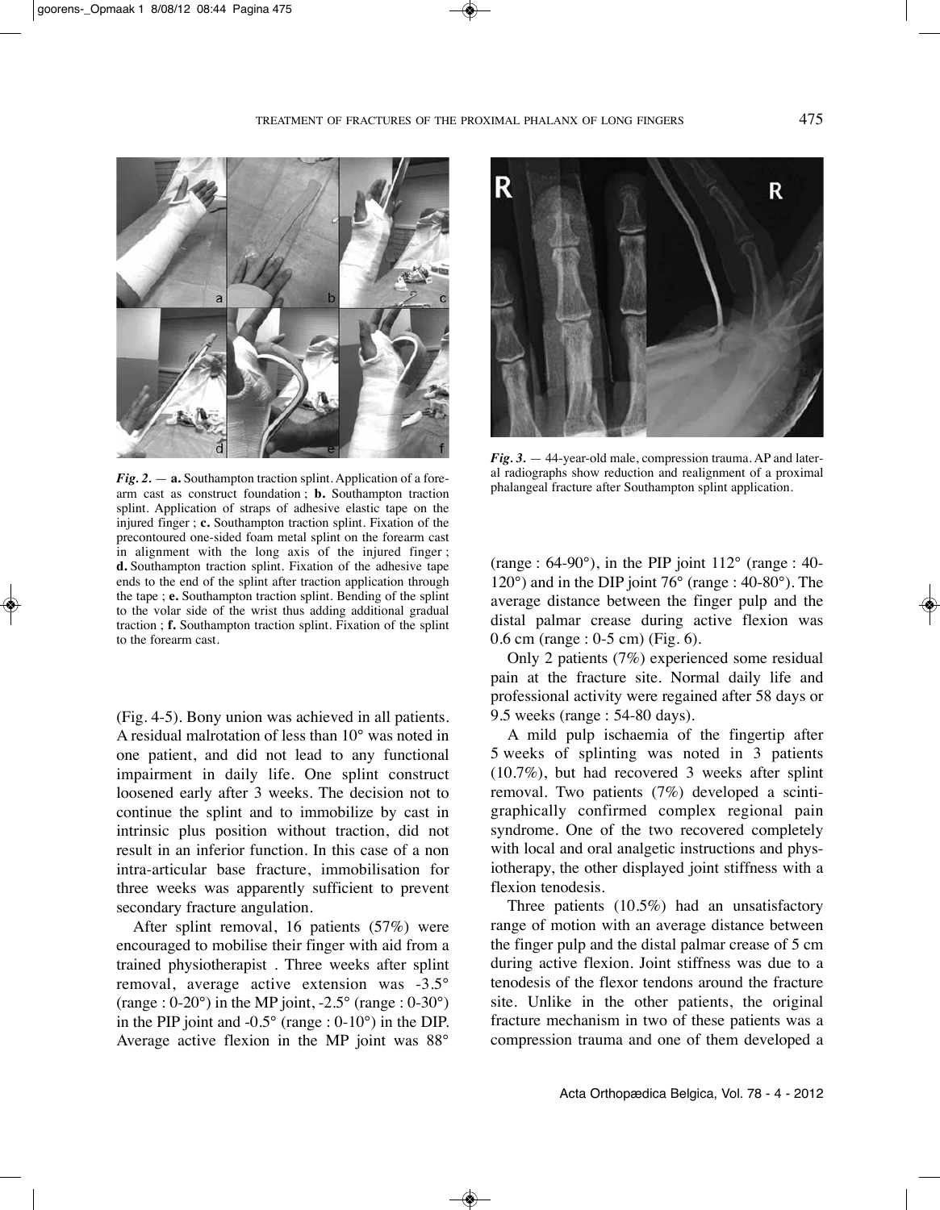*Fig. 2.* — **a.** Southampton traction splint. Application of a forearm cast as construct foundation ; **b.** Southampton traction splint. Application of straps of adhesive elastic tape on the injured finger ; **c.** Southampton traction splint. Fixation of the precontoured one-sided foam metal splint on the forearm cast in alignment with the long axis of the injured finger ; **d.** Southampton traction splint. Fixation of the adhesive tape ends to the end of the splint after traction application through the tape ; **e.** Southampton traction splint. Bending of the splint to the volar side of the wrist thus adding additional gradual traction ; **f.** Southampton traction splint. Fixation of the splint to the forearm cast.

*Fig. 3.* — 44-year-old male, compression trauma. AP and lateral radiographs show reduction and realignment of a proximal phalangeal fracture after Southampton splint application.

(Fig. 4-5). Bony union was achieved in all patients. A residual malrotation of less than 10° was noted in one patient, and did not lead to any functional impairment in daily life. One splint construct loosened early after 3 weeks. The decision not to continue the splint and to immobilize by cast in intrinsic plus position without traction, did not result in an inferior function. In this case of a non intra-articular base fracture, immobilisation for three weeks was apparently sufficient to prevent secondary fracture angulation.

After splint removal, 16 patients (57%) were encouraged to mobilise their finger with aid from a trained physiotherapist . Three weeks after splint removal, average active extension was -3.5° (range : 0-20°) in the MP joint, -2.5° (range : 0-30°) in the PIP joint and -0.5° (range : 0-10°) in the DIP. Average active flexion in the MP joint was 88° (range : 64-90°), in the PIP joint 112° (range : 40-120°) and in the DIP joint 76° (range : 40-80°). The average distance between the finger pulp and the distal palmar crease during active flexion was 0.6 cm (range : 0-5 cm) (Fig. 6).

Only 2 patients (7%) experienced some residual pain at the fracture site. Normal daily life and professional activity were regained after 58 days or 9.5 weeks (range : 54-80 days).

A mild pulp ischaemia of the fingertip after 5 weeks of splinting was noted in 3 patients (10.7%), but had recovered 3 weeks after splint removal. Two patients (7%) developed a scintigraphically confirmed complex regional pain syndrome. One of the two recovered completely with local and oral analgetic instructions and physiotherapy, the other displayed joint stiffness with a flexion tenodesis.

Three patients (10.5%) had an unsatisfactory range of motion with an average distance between the finger pulp and the distal palmar crease of 5 cm during active flexion. Joint stiffness was due to a tenodesis of the flexor tendons around the fracture site. Unlike in the other patients, the original fracture mechanism in two of these patients was a compression trauma and one of them developed a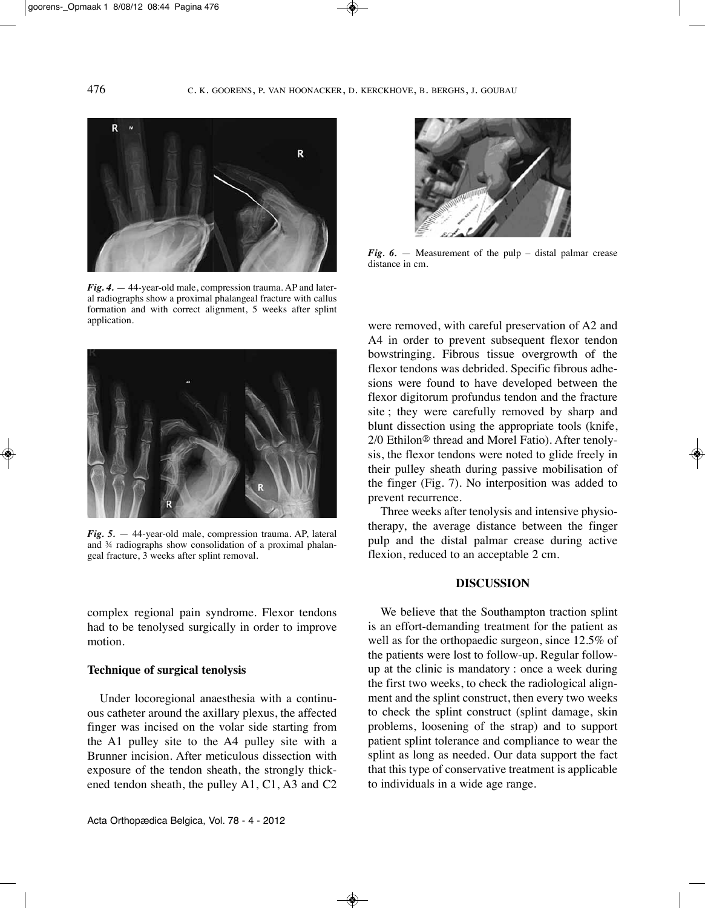*Fig. 4.* — 44-year-old male, compression trauma. AP and lateral radiographs show a proximal phalangeal fracture with callus formation and with correct alignment, 5 weeks after splint application.

*Fig. 5.* — 44-year-old male, compression trauma. AP, lateral and ¾ radiographs show consolidation of a proximal phalangeal fracture, 3 weeks after splint removal.

complex regional pain syndrome. Flexor tendons had to be tenolysed surgically in order to improve motion.

### Technique of surgical tenolysis

Under locoregional anaesthesia with a continuous catheter around the axillary plexus, the affected finger was incised on the volar side starting from the A1 pulley site to the A4 pulley site with a Brunner incision. After meticulous dissection with exposure of the tendon sheath, the strongly thickened tendon sheath, the pulley A1, C1, A3 and C2 were removed, with careful preservation of A2 and A4 in order to prevent subsequent flexor tendon bowstringing. Fibrous tissue overgrowth of the flexor tendons was debrided. Specific fibrous adhesions were found to have developed between the flexor digitorum profundus tendon and the fracture site ; they were carefully removed by sharp and blunt dissection using the appropriate tools (knife, 2/0 Ethilon® thread and Morel Fatio). After tenolysis, the flexor tendons were noted to glide freely in their pulley sheath during passive mobilisation of the finger (Fig. 7). No interposition was added to prevent recurrence.

Three weeks after tenolysis and intensive physiotherapy, the average distance between the finger pulp and the distal palmar crease during active flexion, reduced to an acceptable 2 cm.

*Fig. 6.* — Measurement of the pulp – distal palmar crease distance in cm.

## DISCUSSION

We believe that the Southampton traction splint is an effort-demanding treatment for the patient as well as for the orthopaedic surgeon, since 12.5% of the patients were lost to follow-up. Regular follow-up at the clinic is mandatory : once a week during the first two weeks, to check the radiological alignment and the splint construct, then every two weeks to check the splint construct (splint damage, skin problems, loosening of the strap) and to support patient splint tolerance and compliance to wear the splint as long as needed. Our data support the fact that this type of conservative treatment is applicable to individuals in a wide age range.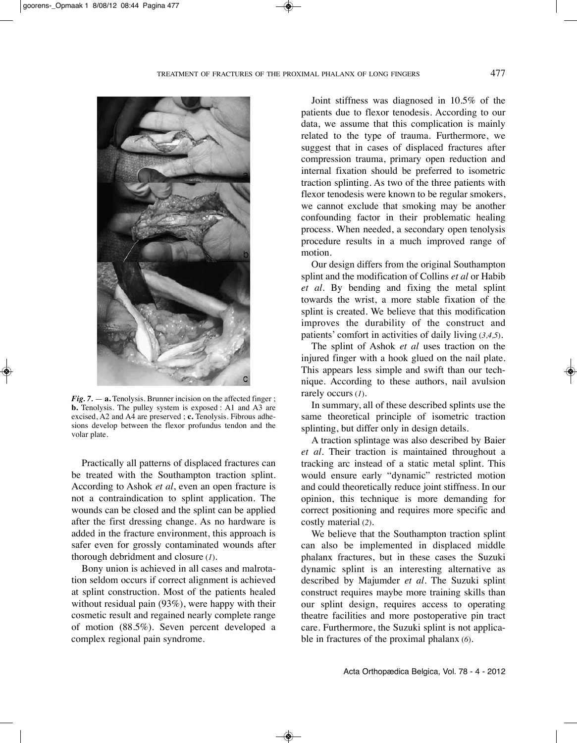*Fig. 7.* — **a.** Tenolysis. Brunner incision on the affected finger ; **b.** Tenolysis. The pulley system is exposed : A1 and A3 are excised, A2 and A4 are preserved ; **c.** Tenolysis. Fibrous adhesions develop between the flexor profundus tendon and the volar plate.

Practically all patterns of displaced fractures can be treated with the Southampton traction splint. According to Ashok *et al*, even an open fracture is not a contraindication to splint application. The wounds can be closed and the splint can be applied after the first dressing change. As no hardware is added in the fracture environment, this approach is safer even for grossly contaminated wounds after thorough debridment and closure (*1*).

Bony union is achieved in all cases and malrotation seldom occurs if correct alignment is achieved at splint construction. Most of the patients healed without residual pain (93%), were happy with their cosmetic result and regained nearly complete range of motion (88.5%). Seven percent developed a complex regional pain syndrome.

Joint stiffness was diagnosed in 10.5% of the patients due to flexor tenodesis. According to our data, we assume that this complication is mainly related to the type of trauma. Furthermore, we suggest that in cases of displaced fractures after compression trauma, primary open reduction and internal fixation should be preferred to isometric traction splinting. As two of the three patients with flexor tenodesis were known to be regular smokers, we cannot exclude that smoking may be another confounding factor in their problematic healing process. When needed, a secondary open tenolysis procedure results in a much improved range of motion.

Our design differs from the original Southampton splint and the modification of Collins *et al* or Habib *et al*. By bending and fixing the metal splint towards the wrist, a more stable fixation of the splint is created. We believe that this modification improves the durability of the construct and patients' comfort in activities of daily living (*3,4,5*).

The splint of Ashok *et al* uses traction on the injured finger with a hook glued on the nail plate. This appears less simple and swift than our technique. According to these authors, nail avulsion rarely occurs (*1*).

In summary, all of these described splints use the same theoretical principle of isometric traction splinting, but differ only in design details.

A traction splintage was also described by Baier *et al*. Their traction is maintained throughout a tracking arc instead of a static metal splint. This would ensure early "dynamic" restricted motion and could theoretically reduce joint stiffness. In our opinion, this technique is more demanding for correct positioning and requires more specific and costly material (*2*).

We believe that the Southampton traction splint can also be implemented in displaced middle phalanx fractures, but in these cases the Suzuki dynamic splint is an interesting alternative as described by Majumder *et al*. The Suzuki splint construct requires maybe more training skills than our splint design, requires access to operating theatre facilities and more postoperative pin tract care. Furthermore, the Suzuki splint is not applicable in fractures of the proximal phalanx (*6*).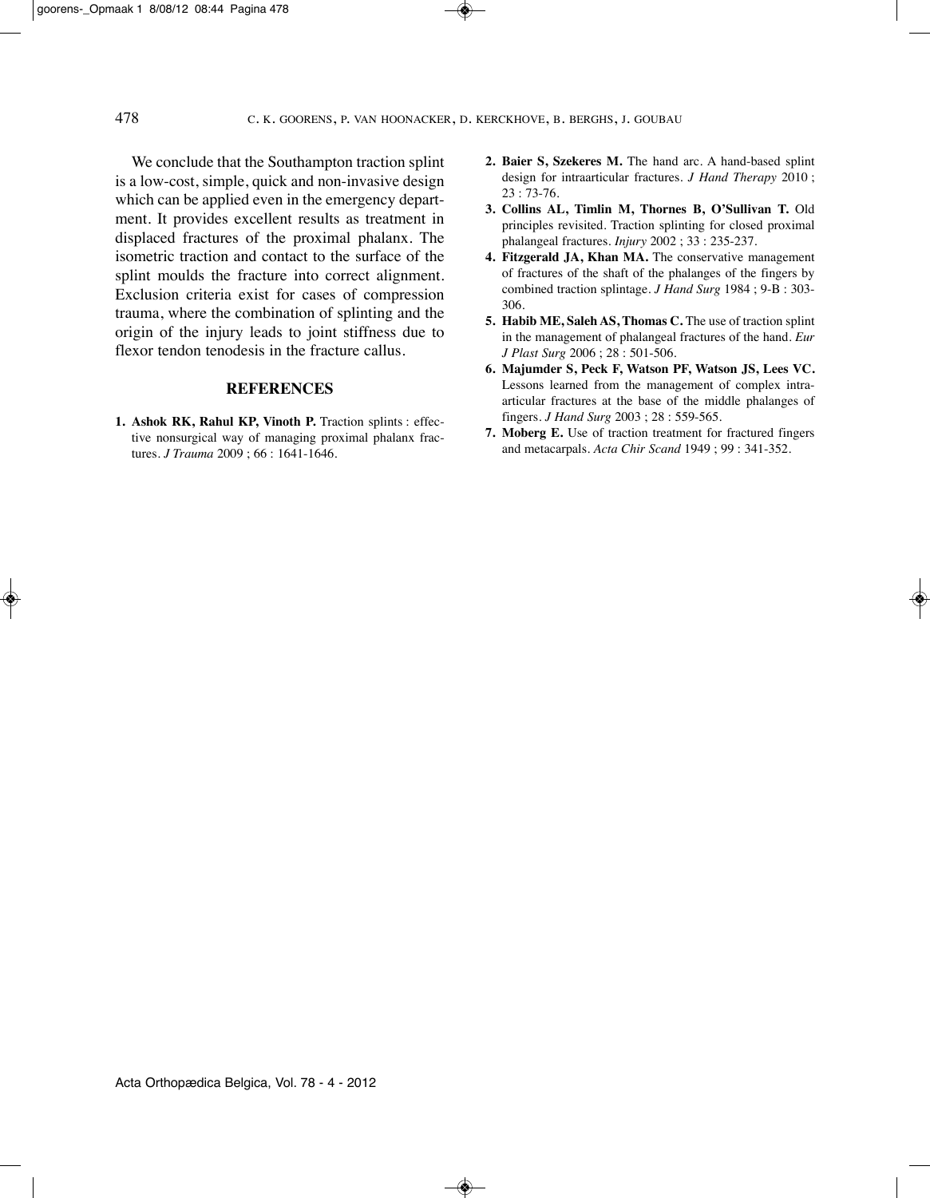We conclude that the Southampton traction splint is a low-cost, simple, quick and non-invasive design which can be applied even in the emergency department. It provides excellent results as treatment in displaced fractures of the proximal phalanx. The isometric traction and contact to the surface of the splint moulds the fracture into correct alignment. Exclusion criteria exist for cases of compression trauma, where the combination of splinting and the origin of the injury leads to joint stiffness due to flexor tendon tenodesis in the fracture callus.

## REFERENCES

1. **Ashok RK, Rahul KP, Vinoth P.** Traction splints : effective nonsurgical way of managing proximal phalanx fractures. *J Trauma* 2009 ; 66 : 1641-1646.
2. **Baier S, Szekeres M.** The hand arc. A hand-based splint design for intraarticular fractures. *J Hand Therapy* 2010 ; 23 : 73-76.
3. **Collins AL, Timlin M, Thornes B, O'Sullivan T.** Old principles revisited. Traction splinting for closed proximal phalangeal fractures. *Injury* 2002 ; 33 : 235-237.
4. **Fitzgerald JA, Khan MA.** The conservative management of fractures of the shaft of the phalanges of the fingers by combined traction splintage. *J Hand Surg* 1984 ; 9-B : 303-306.
5. **Habib ME, Saleh AS, Thomas C.** The use of traction splint in the management of phalangeal fractures of the hand. *Eur J Plast Surg* 2006 ; 28 : 501-506.
6. **Majumder S, Peck F, Watson PF, Watson JS, Lees VC.** Lessons learned from the management of complex intra-articular fractures at the base of the middle phalanges of fingers. *J Hand Surg* 2003 ; 28 : 559-565.
7. **Moberg E.** Use of traction treatment for fractured fingers and metacarpals. *Acta Chir Scand* 1949 ; 99 : 341-352.